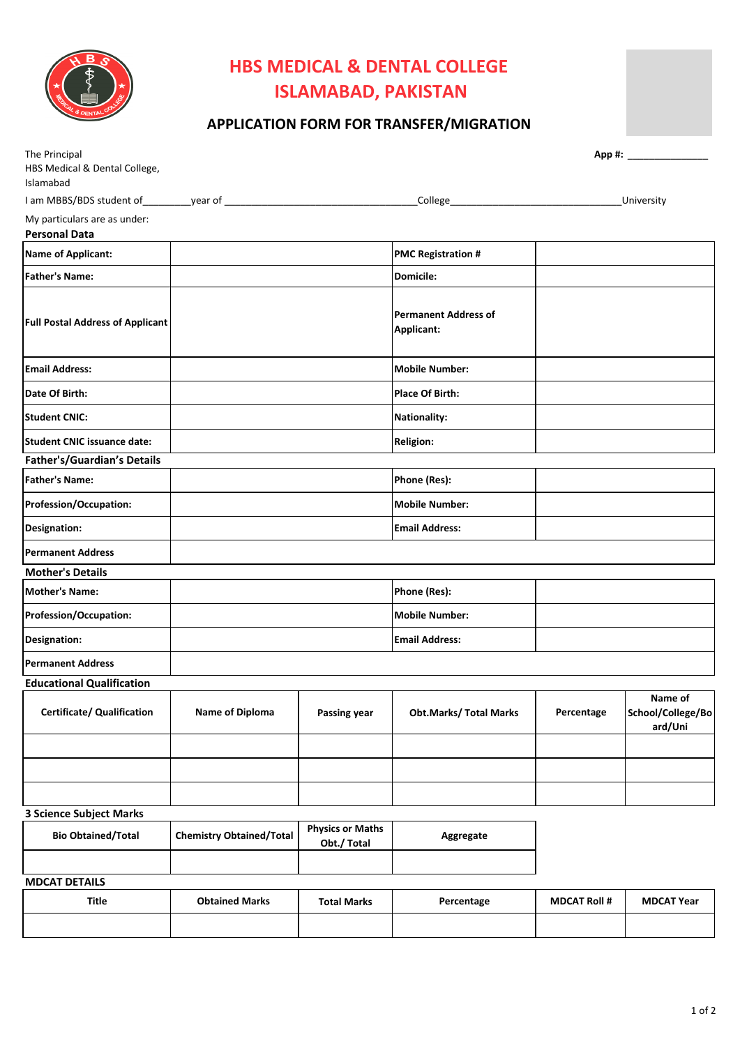# HBS MEDICAL & DENTAL COLLEGE
# ISLAMABAD, PAKISTAN

## APPLICATION FORM FOR TRANSFER/MIGRATION

The Principal
HBS Medical & Dental College,
Islamabad

**App #:** _______________

I am MBBS/BDS student of_________year of ___________________________________College_______________________________University

My particulars are as under:

### Personal Data

| Name of Applicant: | | PMC Registration # | |
|---|---|---|---|
| Father's Name: | | Domicile: | |
| Full Postal Address of Applicant | | Permanent Address of Applicant: | |
| Email Address: | | Mobile Number: | |
| Date Of Birth: | | Place Of Birth: | |
| Student CNIC: | | Nationality: | |
| Student CNIC issuance date: | | Religion: | |

### Father's/Guardian's Details

| Father's Name: | | Phone (Res): | |
|---|---|---|---|
| Profession/Occupation: | | Mobile Number: | |
| Designation: | | Email Address: | |
| Permanent Address | | | |

### Mother's Details

| Mother's Name: | | Phone (Res): | |
|---|---|---|---|
| Profession/Occupation: | | Mobile Number: | |
| Designation: | | Email Address: | |
| Permanent Address | | | |

### Educational Qualification

| Certificate/ Qualification | Name of Diploma | Passing year | Obt.Marks/ Total Marks | Percentage | Name of School/College/Board/Uni |
|---|---|---|---|---|---|
| | | | | | |
| | | | | | |
| | | | | | |

### 3 Science Subject Marks

| Bio Obtained/Total | Chemistry Obtained/Total | Physics or Maths Obt./ Total | Aggregate |
|---|---|---|---|
| | | | |

### MDCAT DETAILS

| Title | Obtained Marks | Total Marks | Percentage | MDCAT Roll # | MDCAT Year |
|---|---|---|---|---|---|
| | | | | | |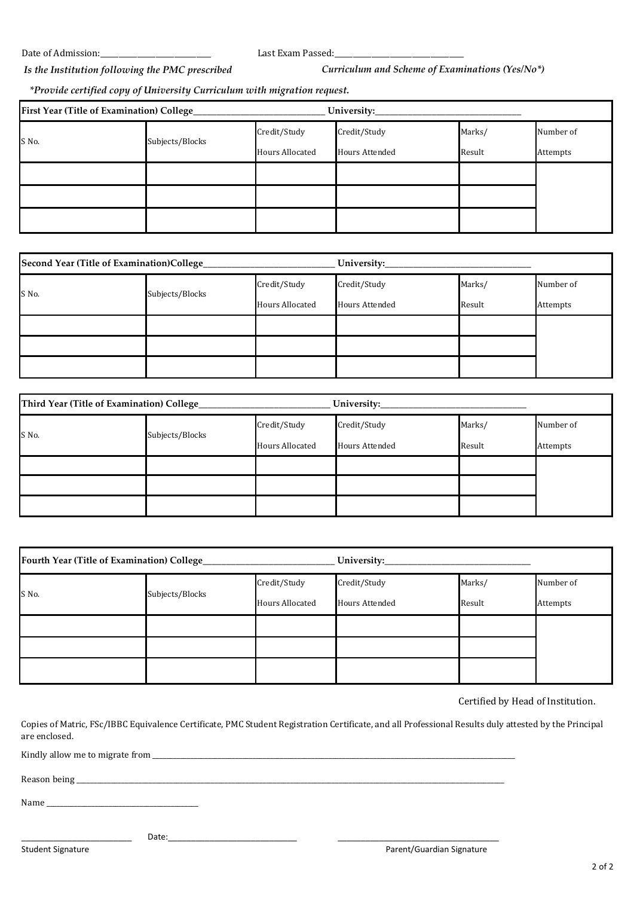Date of Admission:\_\_\_\_\_\_\_\_\_\_\_\_\_\_\_\_\_\_\_\_\_\_\_\_\_\_\_ Last Exam Passed:\_\_\_\_\_\_\_\_\_\_\_\_\_\_\_\_\_\_\_\_\_\_\_\_\_\_\_\_\_\_

*Is the Institution following the PMC prescribed Curriculum and Scheme of Examinations (Yes/No\*)*

*\*Provide certified copy of University Curriculum with migration request.*

| First Year (Title of Examination) College\_\_\_\_\_\_\_\_\_\_\_\_\_\_\_\_\_\_\_\_\_\_\_\_\_\_\_\_\_\_ University:\_\_\_\_\_\_\_\_\_\_\_\_\_\_\_\_\_\_\_\_\_\_\_\_\_\_\_\_\_\_\_\_\_\_ | | | | | |
|---|---|---|---|---|---|
| S No. | Subjects/Blocks | Credit/Study Hours Allocated | Credit/Study Hours Attended | Marks/ Result | Number of Attempts |
| | | | | | |
| | | | | | |
| | | | | | |

| Second Year (Title of Examination)College\_\_\_\_\_\_\_\_\_\_\_\_\_\_\_\_\_\_\_\_\_\_\_\_\_\_\_\_\_\_ University:\_\_\_\_\_\_\_\_\_\_\_\_\_\_\_\_\_\_\_\_\_\_\_\_\_\_\_\_\_\_\_\_\_\_ | | | | | |
|---|---|---|---|---|---|
| S No. | Subjects/Blocks | Credit/Study Hours Allocated | Credit/Study Hours Attended | Marks/ Result | Number of Attempts |
| | | | | | |
| | | | | | |
| | | | | | |

| Third Year (Title of Examination) College\_\_\_\_\_\_\_\_\_\_\_\_\_\_\_\_\_\_\_\_\_\_\_\_\_\_\_\_\_\_ University:\_\_\_\_\_\_\_\_\_\_\_\_\_\_\_\_\_\_\_\_\_\_\_\_\_\_\_\_\_\_\_\_\_\_ | | | | | |
|---|---|---|---|---|---|
| S No. | Subjects/Blocks | Credit/Study Hours Allocated | Credit/Study Hours Attended | Marks/ Result | Number of Attempts |
| | | | | | |
| | | | | | |
| | | | | | |

| Fourth Year (Title of Examination) College\_\_\_\_\_\_\_\_\_\_\_\_\_\_\_\_\_\_\_\_\_\_\_\_\_\_\_\_\_\_ University:\_\_\_\_\_\_\_\_\_\_\_\_\_\_\_\_\_\_\_\_\_\_\_\_\_\_\_\_\_\_\_\_\_\_ | | | | | |
|---|---|---|---|---|---|
| S No. | Subjects/Blocks | Credit/Study Hours Allocated | Credit/Study Hours Attended | Marks/ Result | Number of Attempts |
| | | | | | |
| | | | | | |
| | | | | | |

Certified by Head of Institution.

Copies of Matric, FSc/IBBC Equivalence Certificate, PMC Student Registration Certificate, and all Professional Results duly attested by the Principal are enclosed.

Kindly allow me to migrate from \_\_\_\_\_\_\_\_\_\_\_\_\_\_\_\_\_\_\_\_\_\_\_\_\_\_\_\_\_\_\_\_\_\_\_\_\_\_\_\_\_\_\_\_\_\_\_\_\_\_\_\_\_\_\_\_\_\_\_\_\_\_\_\_\_\_\_\_\_\_\_\_\_\_\_\_\_\_\_\_\_\_\_\_\_\_\_\_\_\_\_\_\_\_\_\_

Reason being \_\_\_\_\_\_\_\_\_\_\_\_\_\_\_\_\_\_\_\_\_\_\_\_\_\_\_\_\_\_\_\_\_\_\_\_\_\_\_\_\_\_\_\_\_\_\_\_\_\_\_\_\_\_\_\_\_\_\_\_\_\_\_\_\_\_\_\_\_\_\_\_\_\_\_\_\_\_\_\_\_\_\_\_\_\_\_\_\_\_\_\_\_\_\_\_\_\_\_\_\_\_\_\_

Name \_\_\_\_\_\_\_\_\_\_\_\_\_\_\_\_\_\_\_\_\_\_\_\_\_\_\_\_\_\_\_\_\_\_\_\_\_\_\_

\_\_\_\_\_\_\_\_\_\_\_\_\_\_\_\_\_\_\_\_\_\_\_\_\_\_\_ Date:\_\_\_\_\_\_\_\_\_\_\_\_\_\_\_\_\_\_\_\_\_\_\_\_\_\_\_\_\_\_\_ \_\_\_\_\_\_\_\_\_\_\_\_\_\_\_\_\_\_\_\_\_\_\_\_\_\_\_\_\_\_\_\_\_\_\_\_\_\_\_

Student Signature Parent/Guardian Signature